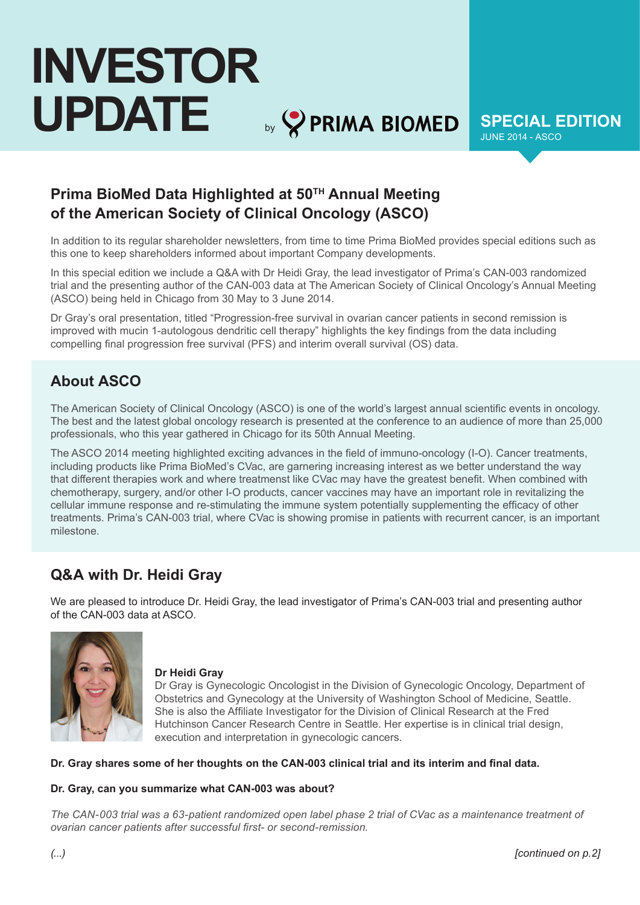# INVESTOR UPDATE

by PRIMA BIOMED

**SPECIAL EDITION**
JUNE 2014 - ASCO

## Prima BioMed Data Highlighted at 50[TH] Annual Meeting of the American Society of Clinical Oncology (ASCO)

In addition to its regular shareholder newsletters, from time to time Prima BioMed provides special editions such as this one to keep shareholders informed about important Company developments.

In this special edition we include a Q&A with Dr Heidi Gray, the lead investigator of Prima's CAN-003 randomized trial and the presenting author of the CAN-003 data at The American Society of Clinical Oncology's Annual Meeting (ASCO) being held in Chicago from 30 May to 3 June 2014.

Dr Gray's oral presentation, titled "Progression-free survival in ovarian cancer patients in second remission is improved with mucin 1-autologous dendritic cell therapy" highlights the key findings from the data including compelling final progression free survival (PFS) and interim overall survival (OS) data.

## About ASCO

The American Society of Clinical Oncology (ASCO) is one of the world's largest annual scientific events in oncology. The best and the latest global oncology research is presented at the conference to an audience of more than 25,000 professionals, who this year gathered in Chicago for its 50th Annual Meeting.

The ASCO 2014 meeting highlighted exciting advances in the field of immuno-oncology (I-O). Cancer treatments, including products like Prima BioMed's CVac, are garnering increasing interest as we better understand the way that different therapies work and where treatmenst like CVac may have the greatest benefit. When combined with chemotherapy, surgery, and/or other I-O products, cancer vaccines may have an important role in revitalizing the cellular immune response and re-stimulating the immune system potentially supplementing the efficacy of other treatments. Prima's CAN-003 trial, where CVac is showing promise in patients with recurrent cancer, is an important milestone.

## Q&A with Dr. Heidi Gray

We are pleased to introduce Dr. Heidi Gray, the lead investigator of Prima's CAN-003 trial and presenting author of the CAN-003 data at ASCO.

**Dr Heidi Gray**
Dr Gray is Gynecologic Oncologist in the Division of Gynecologic Oncology, Department of Obstetrics and Gynecology at the University of Washington School of Medicine, Seattle. She is also the Affiliate Investigator for the Division of Clinical Research at the Fred Hutchinson Cancer Research Centre in Seattle. Her expertise is in clinical trial design, execution and interpretation in gynecologic cancers.

**Dr. Gray shares some of her thoughts on the CAN-003 clinical trial and its interim and final data.**

**Dr. Gray, can you summarize what CAN-003 was about?**

*The CAN-003 trial was a 63-patient randomized open label phase 2 trial of CVac as a maintenance treatment of ovarian cancer patients after successful first- or second-remission.*

*(...)*

*[continued on p.2]*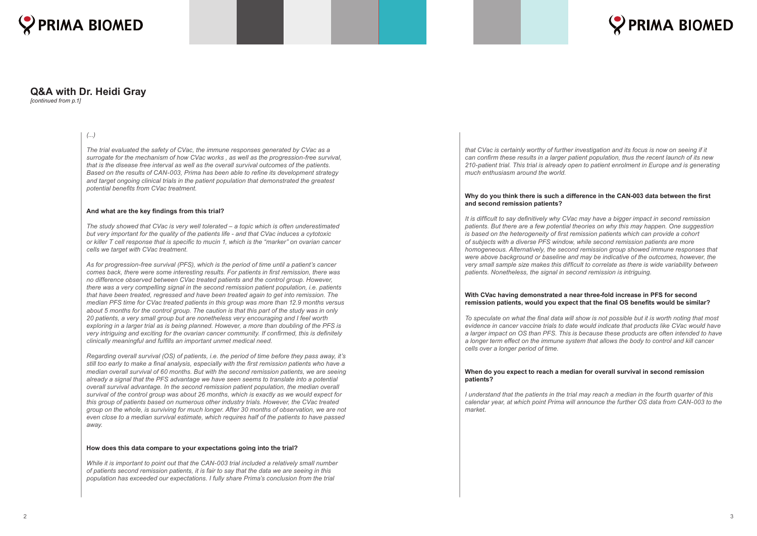## Q&A with Dr. Heidi Gray

*[continued from p.1]*

*(...)*

*The trial evaluated the safety of CVac, the immune responses generated by CVac as a surrogate for the mechanism of how CVac works , as well as the progression-free survival, that is the disease free interval as well as the overall survival outcomes of the patients. Based on the results of CAN-003, Prima has been able to refine its development strategy and target ongoing clinical trials in the patient population that demonstrated the greatest potential benefits from CVac treatment.*

**And what are the key findings from this trial?**

*The study showed that CVac is very well tolerated – a topic which is often underestimated but very important for the quality of the patients life - and that CVac induces a cytotoxic or killer T cell response that is specific to mucin 1, which is the "marker" on ovarian cancer cells we target with CVac treatment.*

*As for progression-free survival (PFS), which is the period of time until a patient's cancer comes back, there were some interesting results. For patients in first remission, there was no difference observed between CVac treated patients and the control group. However, there was a very compelling signal in the second remission patient population, i.e. patients that have been treated, regressed and have been treated again to get into remission. The median PFS time for CVac treated patients in this group was more than 12.9 months versus about 5 months for the control group. The caution is that this part of the study was in only 20 patients, a very small group but are nonetheless very encouraging and I feel worth exploring in a larger trial as is being planned. However, a more than doubling of the PFS is very intriguing and exciting for the ovarian cancer community. If confirmed, this is definitely clinically meaningful and fulfills an important unmet medical need.*

*Regarding overall survival (OS) of patients, i.e. the period of time before they pass away, it's still too early to make a final analysis, especially with the first remission patients who have a median overall survival of 60 months. But with the second remission patients, we are seeing already a signal that the PFS advantage we have seen seems to translate into a potential overall survival advantage. In the second remission patient population, the median overall survival of the control group was about 26 months, which is exactly as we would expect for this group of patients based on numerous other industry trials. However, the CVac treated group on the whole, is surviving for much longer. After 30 months of observation, we are not even close to a median survival estimate, which requires half of the patients to have passed away.*

**How does this data compare to your expectations going into the trial?**

*While it is important to point out that the CAN-003 trial included a relatively small number of patients second remission patients, it is fair to say that the data we are seeing in this population has exceeded our expectations. I fully share Prima's conclusion from the trial that CVac is certainly worthy of further investigation and its focus is now on seeing if it can confirm these results in a larger patient population, thus the recent launch of its new 210-patient trial. This trial is already open to patient enrolment in Europe and is generating much enthusiasm around the world.*

**Why do you think there is such a difference in the CAN-003 data between the first and second remission patients?**

*It is difficult to say definitively why CVac may have a bigger impact in second remission patients. But there are a few potential theories on why this may happen. One suggestion is based on the heterogeneity of first remission patients which can provide a cohort of subjects with a diverse PFS window, while second remission patients are more homogeneous. Alternatively, the second remission group showed immune responses that were above background or baseline and may be indicative of the outcomes, however, the very small sample size makes this difficult to correlate as there is wide variability between patients. Nonetheless, the signal in second remission is intriguing.*

**With CVac having demonstrated a near three-fold increase in PFS for second remission patients, would you expect that the final OS benefits would be similar?**

*To speculate on what the final data will show is not possible but it is worth noting that most evidence in cancer vaccine trials to date would indicate that products like CVac would have a larger impact on OS than PFS. This is because these products are often intended to have a longer term effect on the immune system that allows the body to control and kill cancer cells over a longer period of time.*

**When do you expect to reach a median for overall survival in second remission patients?**

*I understand that the patients in the trial may reach a median in the fourth quarter of this calendar year, at which point Prima will announce the further OS data from CAN-003 to the market.*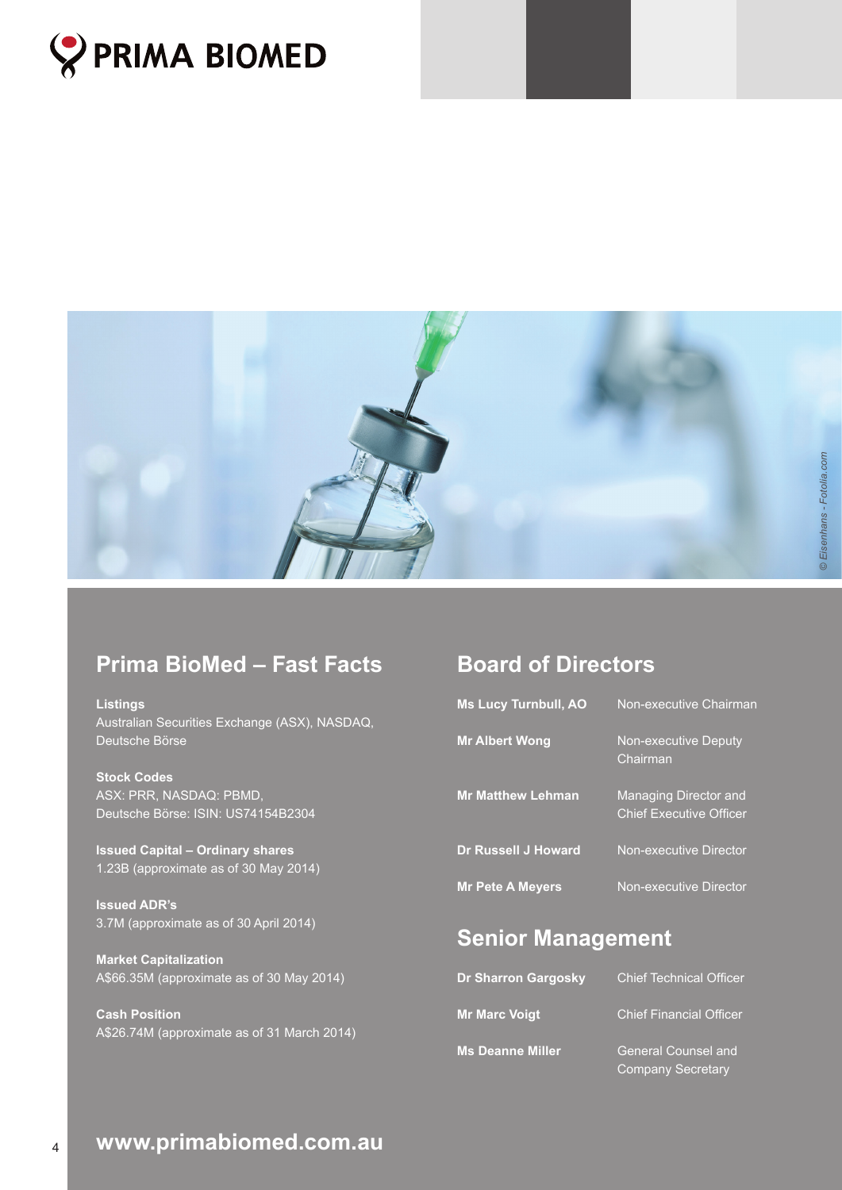PRIMA BIOMED

© Eisenhans - Fotolia.com

## Prima BioMed – Fast Facts

**Listings**
Australian Securities Exchange (ASX), NASDAQ, Deutsche Börse

**Stock Codes**
ASX: PRR, NASDAQ: PBMD,
Deutsche Börse: ISIN: US74154B2304

**Issued Capital – Ordinary shares**
1.23B (approximate as of 30 May 2014)

**Issued ADR's**
3.7M (approximate as of 30 April 2014)

**Market Capitalization**
A$66.35M (approximate as of 30 May 2014)

**Cash Position**
A$26.74M (approximate as of 31 March 2014)

## Board of Directors

| | |
|---|---|
| **Ms Lucy Turnbull, AO** | Non-executive Chairman |
| **Mr Albert Wong** | Non-executive Deputy Chairman |
| **Mr Matthew Lehman** | Managing Director and Chief Executive Officer |
| **Dr Russell J Howard** | Non-executive Director |
| **Mr Pete A Meyers** | Non-executive Director |

## Senior Management

| | |
|---|---|
| **Dr Sharron Gargosky** | Chief Technical Officer |
| **Mr Marc Voigt** | Chief Financial Officer |
| **Ms Deanne Miller** | General Counsel and Company Secretary |

**www.primabiomed.com.au**